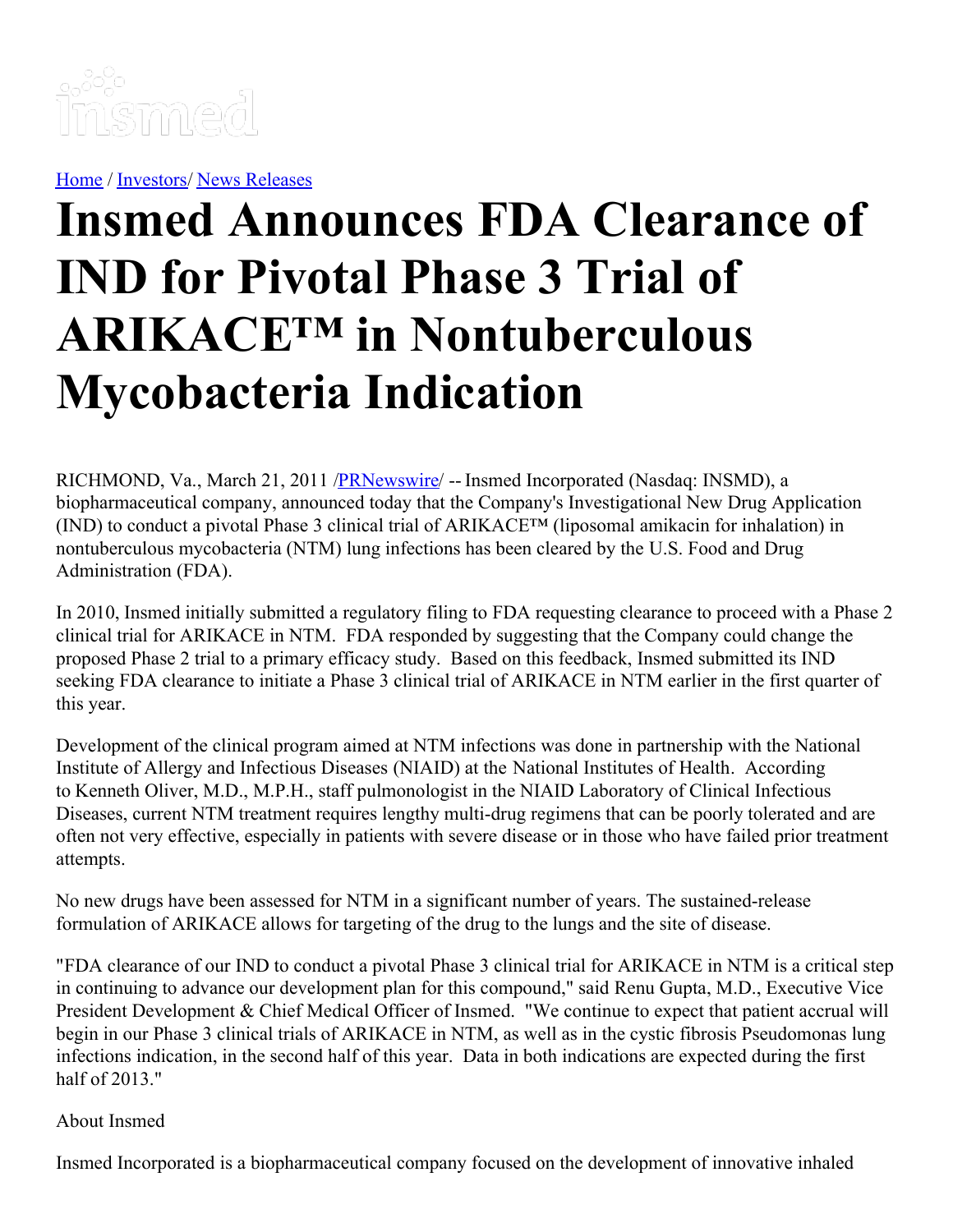[Home](#) / [Investors](#)/ [News Releases](#)

# Insmed Announces FDA Clearance of IND for Pivotal Phase 3 Trial of ARIKACE™ in Nontuberculous Mycobacteria Indication

RICHMOND, Va., March 21, 2011 /[PRNewswire](#)/ -- Insmed Incorporated (Nasdaq: INSMD), a biopharmaceutical company, announced today that the Company's Investigational New Drug Application (IND) to conduct a pivotal Phase 3 clinical trial of ARIKACE™ (liposomal amikacin for inhalation) in nontuberculous mycobacteria (NTM) lung infections has been cleared by the U.S. Food and Drug Administration (FDA).

In 2010, Insmed initially submitted a regulatory filing to FDA requesting clearance to proceed with a Phase 2 clinical trial for ARIKACE in NTM. FDA responded by suggesting that the Company could change the proposed Phase 2 trial to a primary efficacy study. Based on this feedback, Insmed submitted its IND seeking FDA clearance to initiate a Phase 3 clinical trial of ARIKACE in NTM earlier in the first quarter of this year.

Development of the clinical program aimed at NTM infections was done in partnership with the National Institute of Allergy and Infectious Diseases (NIAID) at the National Institutes of Health. According to Kenneth Oliver, M.D., M.P.H., staff pulmonologist in the NIAID Laboratory of Clinical Infectious Diseases, current NTM treatment requires lengthy multi-drug regimens that can be poorly tolerated and are often not very effective, especially in patients with severe disease or in those who have failed prior treatment attempts.

No new drugs have been assessed for NTM in a significant number of years. The sustained-release formulation of ARIKACE allows for targeting of the drug to the lungs and the site of disease.

"FDA clearance of our IND to conduct a pivotal Phase 3 clinical trial for ARIKACE in NTM is a critical step in continuing to advance our development plan for this compound," said Renu Gupta, M.D., Executive Vice President Development & Chief Medical Officer of Insmed. "We continue to expect that patient accrual will begin in our Phase 3 clinical trials of ARIKACE in NTM, as well as in the cystic fibrosis Pseudomonas lung infections indication, in the second half of this year. Data in both indications are expected during the first half of 2013."

About Insmed

Insmed Incorporated is a biopharmaceutical company focused on the development of innovative inhaled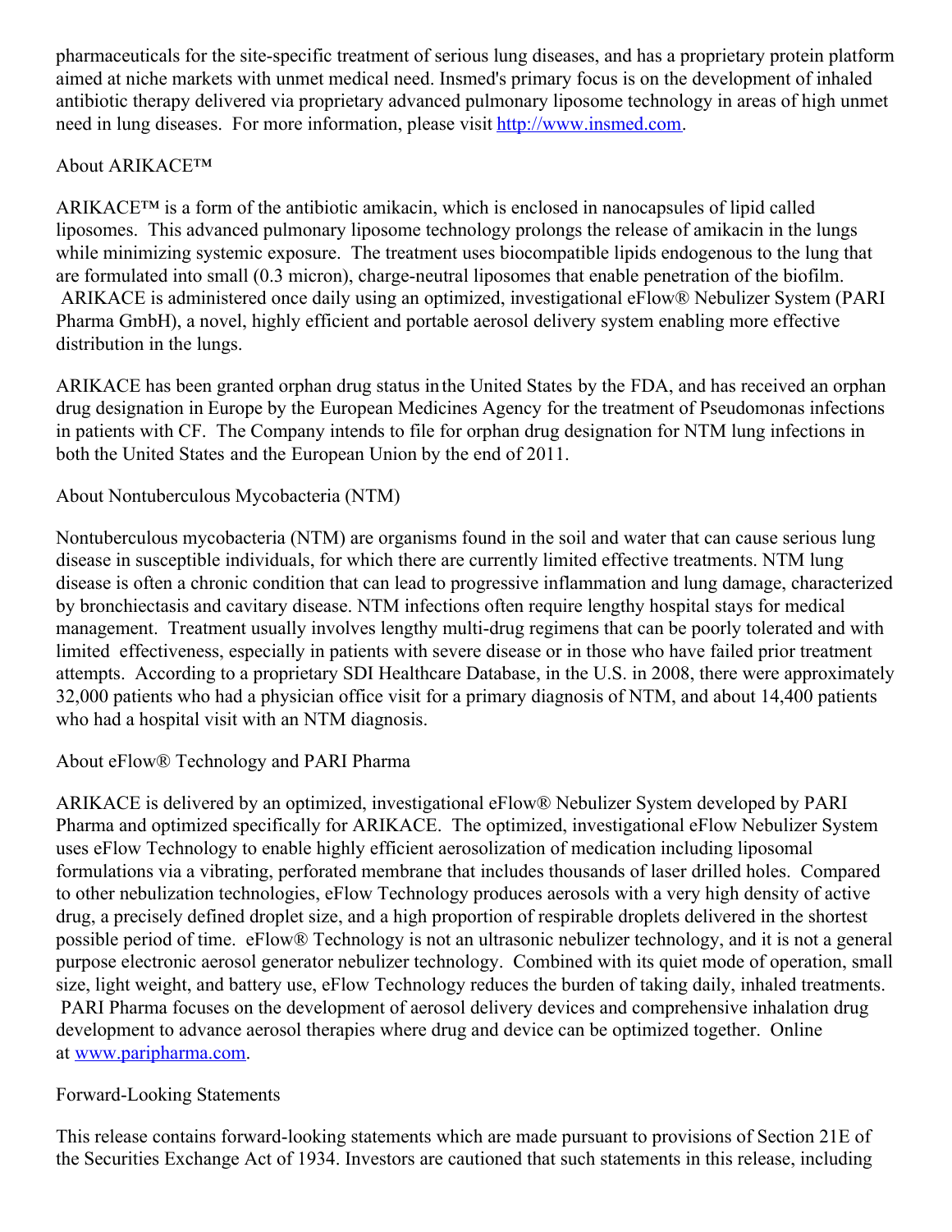pharmaceuticals for the site-specific treatment of serious lung diseases, and has a proprietary protein platform aimed at niche markets with unmet medical need. Insmed's primary focus is on the development of inhaled antibiotic therapy delivered via proprietary advanced pulmonary liposome technology in areas of high unmet need in lung diseases. For more information, please visit [http://www.insmed.com](http://www.insmed.com).

About ARIKACE™

ARIKACE™ is a form of the antibiotic amikacin, which is enclosed in nanocapsules of lipid called liposomes. This advanced pulmonary liposome technology prolongs the release of amikacin in the lungs while minimizing systemic exposure. The treatment uses biocompatible lipids endogenous to the lung that are formulated into small (0.3 micron), charge-neutral liposomes that enable penetration of the biofilm. ARIKACE is administered once daily using an optimized, investigational eFlow® Nebulizer System (PARI Pharma GmbH), a novel, highly efficient and portable aerosol delivery system enabling more effective distribution in the lungs.

ARIKACE has been granted orphan drug status in the United States by the FDA, and has received an orphan drug designation in Europe by the European Medicines Agency for the treatment of Pseudomonas infections in patients with CF. The Company intends to file for orphan drug designation for NTM lung infections in both the United States and the European Union by the end of 2011.

About Nontuberculous Mycobacteria (NTM)

Nontuberculous mycobacteria (NTM) are organisms found in the soil and water that can cause serious lung disease in susceptible individuals, for which there are currently limited effective treatments. NTM lung disease is often a chronic condition that can lead to progressive inflammation and lung damage, characterized by bronchiectasis and cavitary disease. NTM infections often require lengthy hospital stays for medical management. Treatment usually involves lengthy multi-drug regimens that can be poorly tolerated and with limited effectiveness, especially in patients with severe disease or in those who have failed prior treatment attempts. According to a proprietary SDI Healthcare Database, in the U.S. in 2008, there were approximately 32,000 patients who had a physician office visit for a primary diagnosis of NTM, and about 14,400 patients who had a hospital visit with an NTM diagnosis.

About eFlow® Technology and PARI Pharma

ARIKACE is delivered by an optimized, investigational eFlow® Nebulizer System developed by PARI Pharma and optimized specifically for ARIKACE. The optimized, investigational eFlow Nebulizer System uses eFlow Technology to enable highly efficient aerosolization of medication including liposomal formulations via a vibrating, perforated membrane that includes thousands of laser drilled holes. Compared to other nebulization technologies, eFlow Technology produces aerosols with a very high density of active drug, a precisely defined droplet size, and a high proportion of respirable droplets delivered in the shortest possible period of time. eFlow® Technology is not an ultrasonic nebulizer technology, and it is not a general purpose electronic aerosol generator nebulizer technology. Combined with its quiet mode of operation, small size, light weight, and battery use, eFlow Technology reduces the burden of taking daily, inhaled treatments. PARI Pharma focuses on the development of aerosol delivery devices and comprehensive inhalation drug development to advance aerosol therapies where drug and device can be optimized together. Online at [www.paripharma.com](www.paripharma.com).

Forward-Looking Statements

This release contains forward-looking statements which are made pursuant to provisions of Section 21E of the Securities Exchange Act of 1934. Investors are cautioned that such statements in this release, including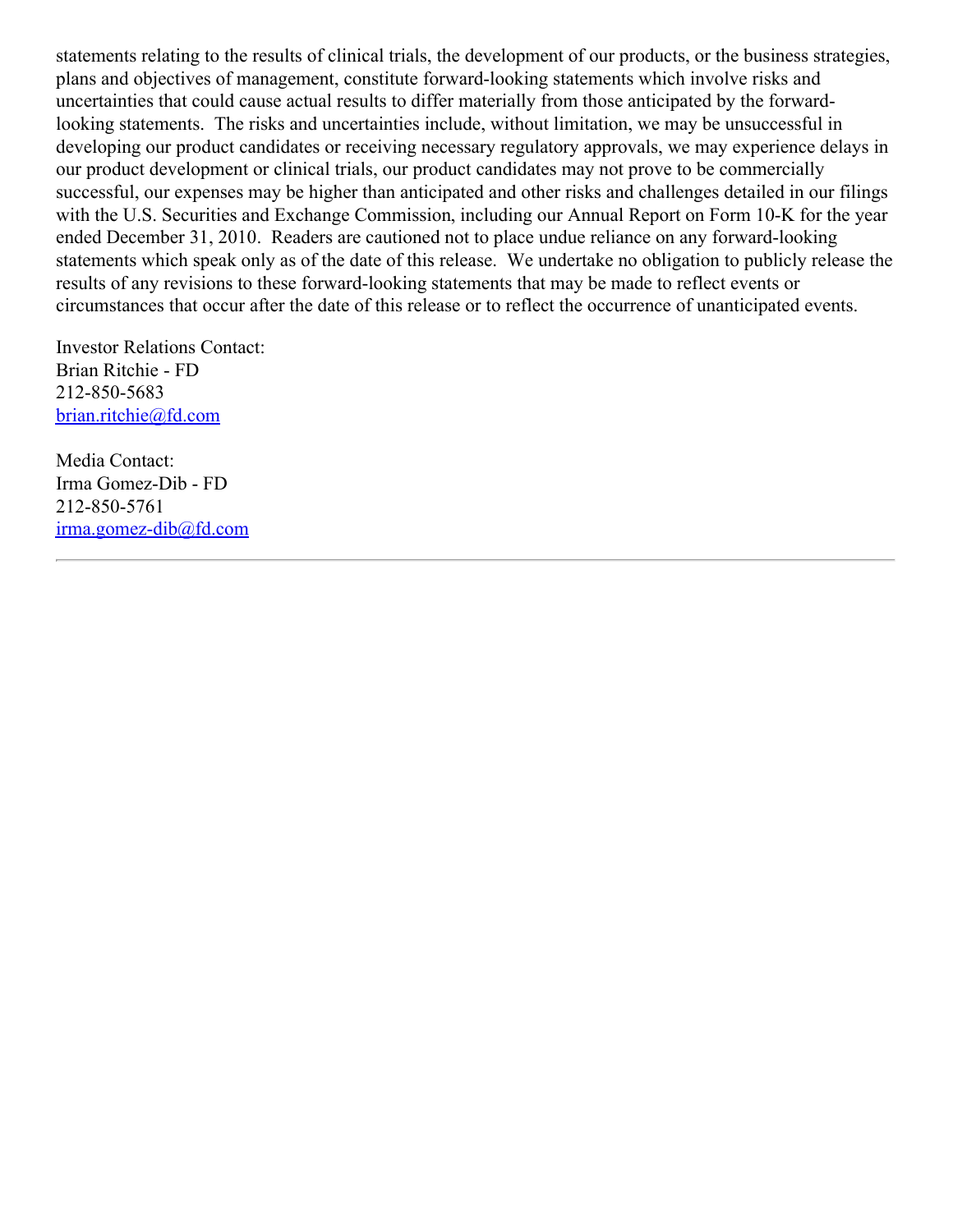statements relating to the results of clinical trials, the development of our products, or the business strategies, plans and objectives of management, constitute forward-looking statements which involve risks and uncertainties that could cause actual results to differ materially from those anticipated by the forward-looking statements. The risks and uncertainties include, without limitation, we may be unsuccessful in developing our product candidates or receiving necessary regulatory approvals, we may experience delays in our product development or clinical trials, our product candidates may not prove to be commercially successful, our expenses may be higher than anticipated and other risks and challenges detailed in our filings with the U.S. Securities and Exchange Commission, including our Annual Report on Form 10-K for the year ended December 31, 2010. Readers are cautioned not to place undue reliance on any forward-looking statements which speak only as of the date of this release. We undertake no obligation to publicly release the results of any revisions to these forward-looking statements that may be made to reflect events or circumstances that occur after the date of this release or to reflect the occurrence of unanticipated events.

Investor Relations Contact:
Brian Ritchie - FD
212-850-5683
brian.ritchie@fd.com

Media Contact:
Irma Gomez-Dib - FD
212-850-5761
irma.gomez-dib@fd.com